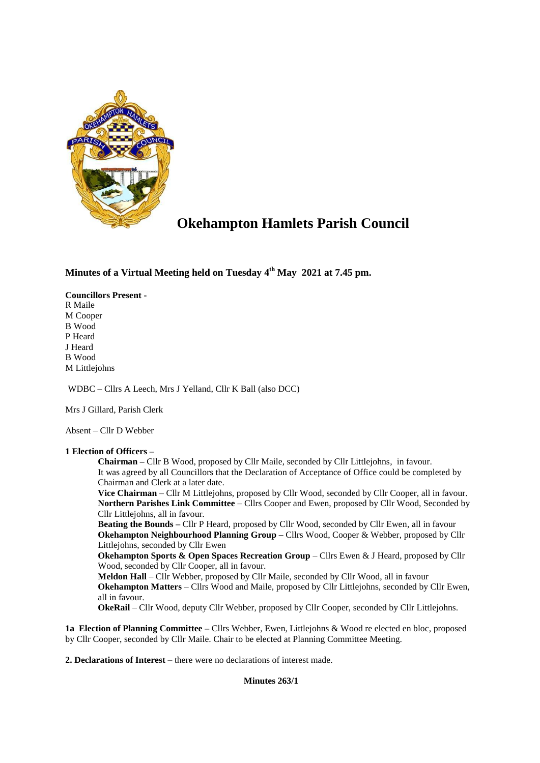# Okehampton Hamlets Parish Council

**Minutes of a Virtual Meeting held on Tuesday 4th May 2021 at 7.45 pm.**

**Councillors Present -**
R Maile
M Cooper
B Wood
P Heard
J Heard
B Wood
M Littlejohns

WDBC – Cllrs A Leech, Mrs J Yelland, Cllr K Ball (also DCC)

Mrs J Gillard, Parish Clerk

Absent – Cllr D Webber

**1 Election of Officers –**

**Chairman –** Cllr B Wood, proposed by Cllr Maile, seconded by Cllr Littlejohns, in favour.
It was agreed by all Councillors that the Declaration of Acceptance of Office could be completed by Chairman and Clerk at a later date.

**Vice Chairman** – Cllr M Littlejohns, proposed by Cllr Wood, seconded by Cllr Cooper, all in favour.

**Northern Parishes Link Committee** – Cllrs Cooper and Ewen, proposed by Cllr Wood, Seconded by Cllr Littlejohns, all in favour.

**Beating the Bounds –** Cllr P Heard, proposed by Cllr Wood, seconded by Cllr Ewen, all in favour

**Okehampton Neighbourhood Planning Group –** Cllrs Wood, Cooper & Webber, proposed by Cllr Littlejohns, seconded by Cllr Ewen

**Okehampton Sports & Open Spaces Recreation Group** – Cllrs Ewen & J Heard, proposed by Cllr Wood, seconded by Cllr Cooper, all in favour.

**Meldon Hall** – Cllr Webber, proposed by Cllr Maile, seconded by Cllr Wood, all in favour

**Okehampton Matters** – Cllrs Wood and Maile, proposed by Cllr Littlejohns, seconded by Cllr Ewen, all in favour.

**OkeRail** – Cllr Wood, deputy Cllr Webber, proposed by Cllr Cooper, seconded by Cllr Littlejohns.

**1a Election of Planning Committee –** Cllrs Webber, Ewen, Littlejohns & Wood re elected en bloc, proposed by Cllr Cooper, seconded by Cllr Maile. Chair to be elected at Planning Committee Meeting.

**2. Declarations of Interest** – there were no declarations of interest made.

**Minutes 263/1**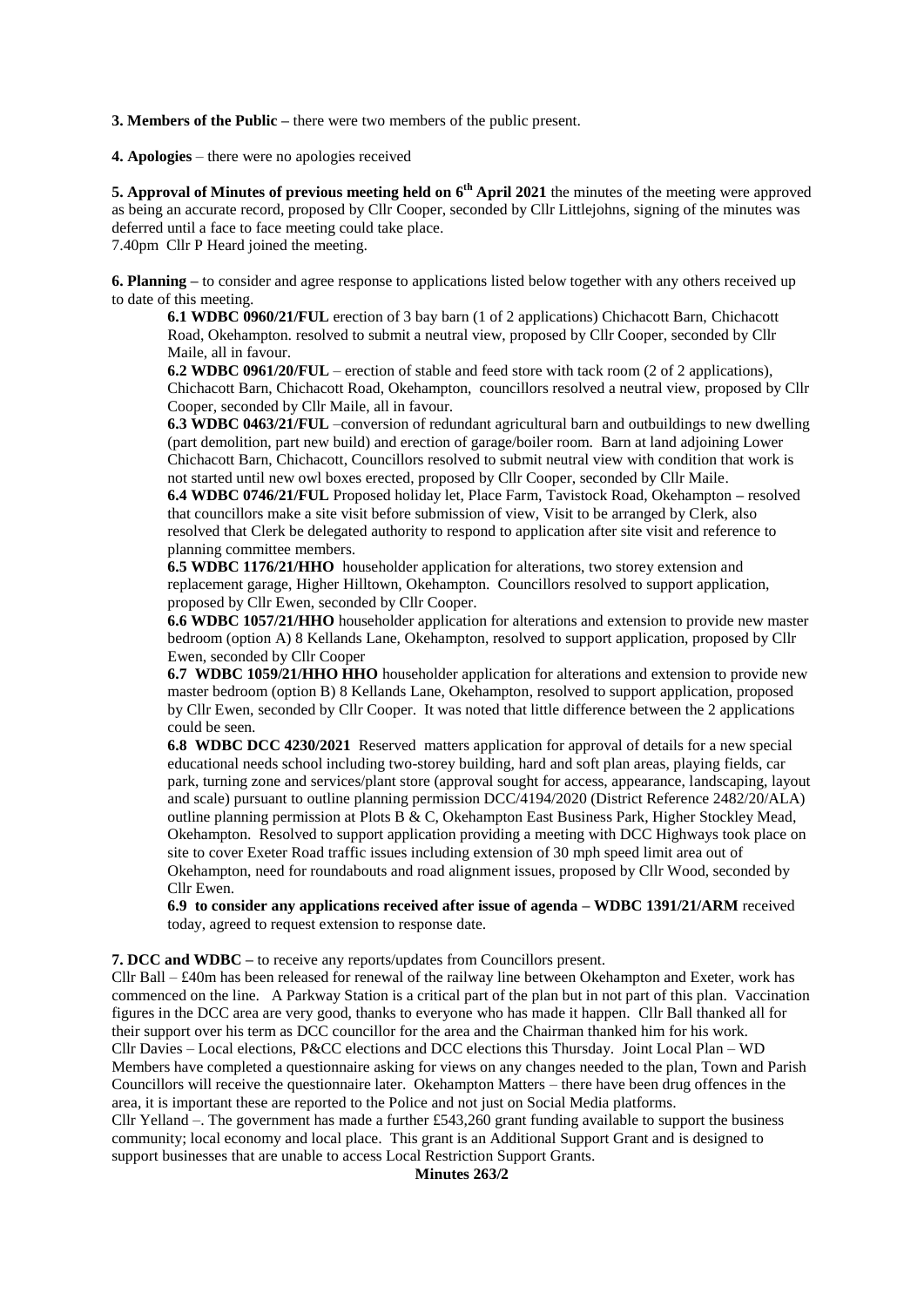**3. Members of the Public –** there were two members of the public present.

**4. Apologies** – there were no apologies received

**5. Approval of Minutes of previous meeting held on 6th April 2021** the minutes of the meeting were approved as being an accurate record, proposed by Cllr Cooper, seconded by Cllr Littlejohns, signing of the minutes was deferred until a face to face meeting could take place.
7.40pm Cllr P Heard joined the meeting.

**6. Planning –** to consider and agree response to applications listed below together with any others received up to date of this meeting.

**6.1 WDBC 0960/21/FUL** erection of 3 bay barn (1 of 2 applications) Chichacott Barn, Chichacott Road, Okehampton. resolved to submit a neutral view, proposed by Cllr Cooper, seconded by Cllr Maile, all in favour.

**6.2 WDBC 0961/20/FUL** – erection of stable and feed store with tack room (2 of 2 applications), Chichacott Barn, Chichacott Road, Okehampton, councillors resolved a neutral view, proposed by Cllr Cooper, seconded by Cllr Maile, all in favour.

**6.3 WDBC 0463/21/FUL** –conversion of redundant agricultural barn and outbuildings to new dwelling (part demolition, part new build) and erection of garage/boiler room. Barn at land adjoining Lower Chichacott Barn, Chichacott, Councillors resolved to submit neutral view with condition that work is not started until new owl boxes erected, proposed by Cllr Cooper, seconded by Cllr Maile.

**6.4 WDBC 0746/21/FUL** Proposed holiday let, Place Farm, Tavistock Road, Okehampton **–** resolved that councillors make a site visit before submission of view, Visit to be arranged by Clerk, also resolved that Clerk be delegated authority to respond to application after site visit and reference to planning committee members.

**6.5 WDBC 1176/21/HHO** householder application for alterations, two storey extension and replacement garage, Higher Hilltown, Okehampton. Councillors resolved to support application, proposed by Cllr Ewen, seconded by Cllr Cooper.

**6.6 WDBC 1057/21/HHO** householder application for alterations and extension to provide new master bedroom (option A) 8 Kellands Lane, Okehampton, resolved to support application, proposed by Cllr Ewen, seconded by Cllr Cooper

**6.7 WDBC 1059/21/HHO HHO** householder application for alterations and extension to provide new master bedroom (option B) 8 Kellands Lane, Okehampton, resolved to support application, proposed by Cllr Ewen, seconded by Cllr Cooper. It was noted that little difference between the 2 applications could be seen.

**6.8 WDBC DCC 4230/2021** Reserved matters application for approval of details for a new special educational needs school including two-storey building, hard and soft plan areas, playing fields, car park, turning zone and services/plant store (approval sought for access, appearance, landscaping, layout and scale) pursuant to outline planning permission DCC/4194/2020 (District Reference 2482/20/ALA) outline planning permission at Plots B & C, Okehampton East Business Park, Higher Stockley Mead, Okehampton. Resolved to support application providing a meeting with DCC Highways took place on site to cover Exeter Road traffic issues including extension of 30 mph speed limit area out of Okehampton, need for roundabouts and road alignment issues, proposed by Cllr Wood, seconded by Cllr Ewen.

**6.9 to consider any applications received after issue of agenda – WDBC 1391/21/ARM** received today, agreed to request extension to response date.

**7. DCC and WDBC –** to receive any reports/updates from Councillors present.

Cllr Ball – £40m has been released for renewal of the railway line between Okehampton and Exeter, work has commenced on the line. A Parkway Station is a critical part of the plan but in not part of this plan. Vaccination figures in the DCC area are very good, thanks to everyone who has made it happen. Cllr Ball thanked all for their support over his term as DCC councillor for the area and the Chairman thanked him for his work.

Cllr Davies – Local elections, P&CC elections and DCC elections this Thursday. Joint Local Plan – WD Members have completed a questionnaire asking for views on any changes needed to the plan, Town and Parish Councillors will receive the questionnaire later. Okehampton Matters – there have been drug offences in the area, it is important these are reported to the Police and not just on Social Media platforms.

Cllr Yelland –. The government has made a further £543,260 grant funding available to support the business community; local economy and local place. This grant is an Additional Support Grant and is designed to support businesses that are unable to access Local Restriction Support Grants.

**Minutes 263/2**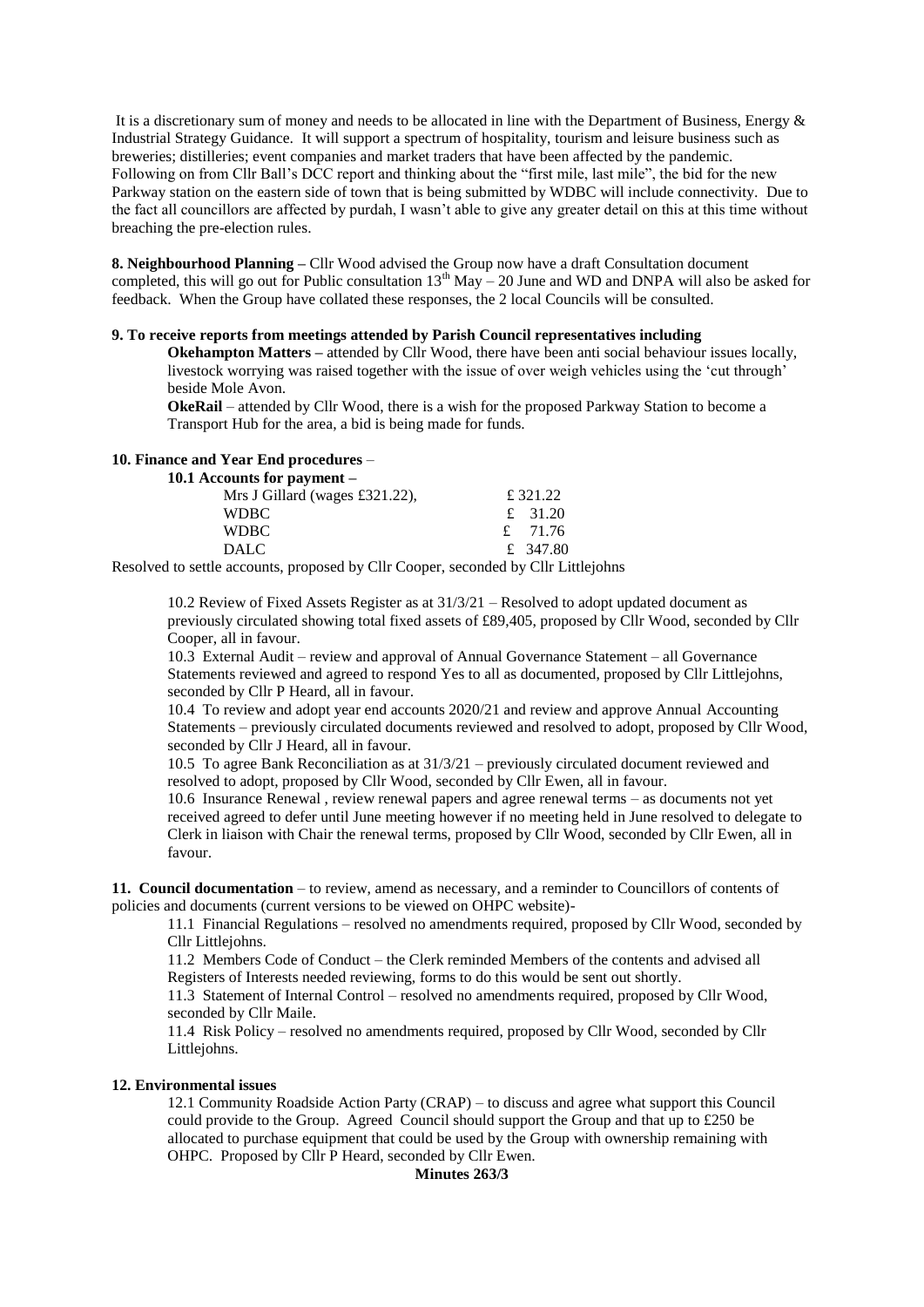It is a discretionary sum of money and needs to be allocated in line with the Department of Business, Energy & Industrial Strategy Guidance. It will support a spectrum of hospitality, tourism and leisure business such as breweries; distilleries; event companies and market traders that have been affected by the pandemic. Following on from Cllr Ball's DCC report and thinking about the "first mile, last mile", the bid for the new Parkway station on the eastern side of town that is being submitted by WDBC will include connectivity. Due to the fact all councillors are affected by purdah, I wasn't able to give any greater detail on this at this time without breaching the pre-election rules.

**8. Neighbourhood Planning –** Cllr Wood advised the Group now have a draft Consultation document completed, this will go out for Public consultation 13th May – 20 June and WD and DNPA will also be asked for feedback. When the Group have collated these responses, the 2 local Councils will be consulted.

**9. To receive reports from meetings attended by Parish Council representatives including**

**Okehampton Matters –** attended by Cllr Wood, there have been anti social behaviour issues locally, livestock worrying was raised together with the issue of over weigh vehicles using the 'cut through' beside Mole Avon.

**OkeRail** – attended by Cllr Wood, there is a wish for the proposed Parkway Station to become a Transport Hub for the area, a bid is being made for funds.

**10. Finance and Year End procedures** –

**10.1 Accounts for payment –**

| | |
|---|---|
| Mrs J Gillard (wages £321.22), | £ 321.22 |
| WDBC | £ 31.20 |
| WDBC | £ 71.76 |
| DALC | £ 347.80 |

Resolved to settle accounts, proposed by Cllr Cooper, seconded by Cllr Littlejohns

10.2 Review of Fixed Assets Register as at 31/3/21 – Resolved to adopt updated document as previously circulated showing total fixed assets of £89,405, proposed by Cllr Wood, seconded by Cllr Cooper, all in favour.

10.3 External Audit – review and approval of Annual Governance Statement – all Governance Statements reviewed and agreed to respond Yes to all as documented, proposed by Cllr Littlejohns, seconded by Cllr P Heard, all in favour.

10.4 To review and adopt year end accounts 2020/21 and review and approve Annual Accounting Statements – previously circulated documents reviewed and resolved to adopt, proposed by Cllr Wood, seconded by Cllr J Heard, all in favour.

10.5 To agree Bank Reconciliation as at 31/3/21 – previously circulated document reviewed and resolved to adopt, proposed by Cllr Wood, seconded by Cllr Ewen, all in favour.

10.6 Insurance Renewal , review renewal papers and agree renewal terms – as documents not yet received agreed to defer until June meeting however if no meeting held in June resolved to delegate to Clerk in liaison with Chair the renewal terms, proposed by Cllr Wood, seconded by Cllr Ewen, all in favour.

**11. Council documentation** – to review, amend as necessary, and a reminder to Councillors of contents of policies and documents (current versions to be viewed on OHPC website)-

11.1 Financial Regulations – resolved no amendments required, proposed by Cllr Wood, seconded by Cllr Littlejohns.

11.2 Members Code of Conduct – the Clerk reminded Members of the contents and advised all Registers of Interests needed reviewing, forms to do this would be sent out shortly.

11.3 Statement of Internal Control – resolved no amendments required, proposed by Cllr Wood, seconded by Cllr Maile.

11.4 Risk Policy – resolved no amendments required, proposed by Cllr Wood, seconded by Cllr Littlejohns.

**12. Environmental issues**

12.1 Community Roadside Action Party (CRAP) – to discuss and agree what support this Council could provide to the Group. Agreed Council should support the Group and that up to £250 be allocated to purchase equipment that could be used by the Group with ownership remaining with OHPC. Proposed by Cllr P Heard, seconded by Cllr Ewen.

**Minutes 263/3**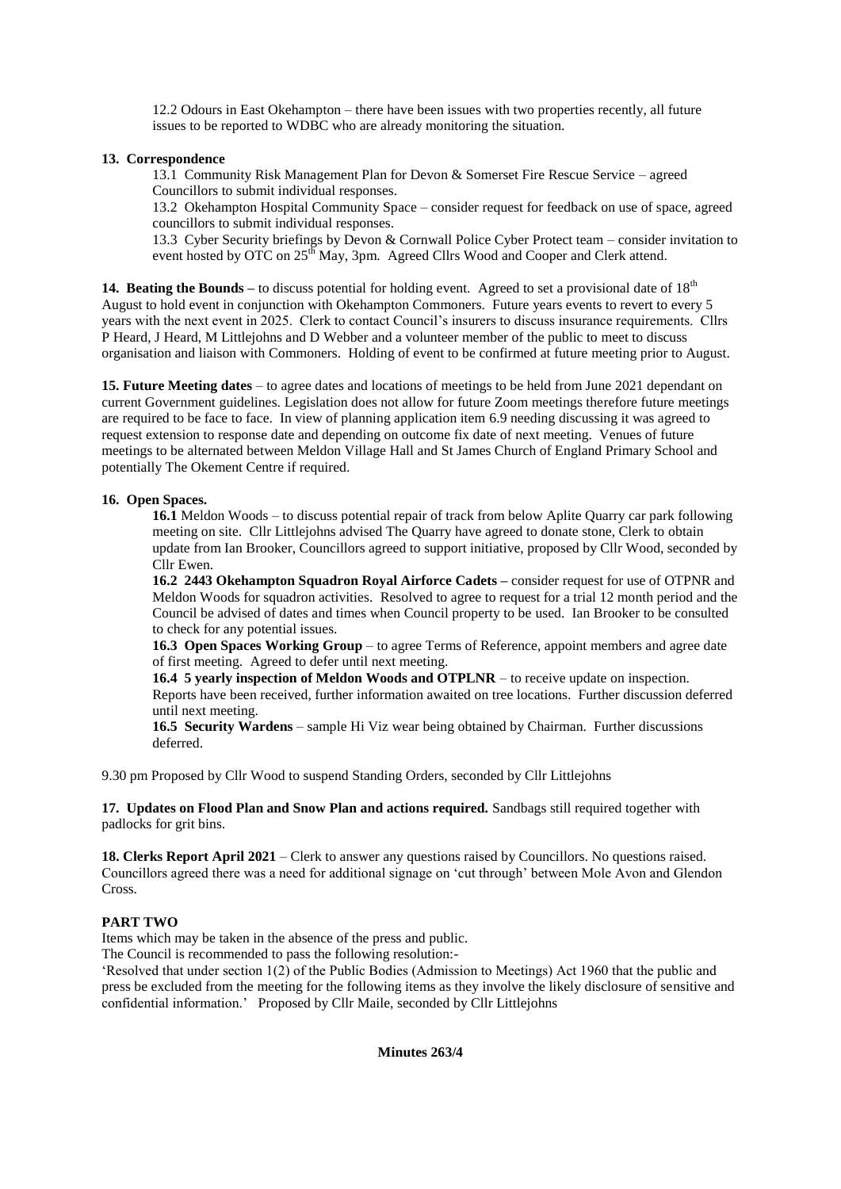12.2 Odours in East Okehampton – there have been issues with two properties recently, all future issues to be reported to WDBC who are already monitoring the situation.

**13. Correspondence**

13.1 Community Risk Management Plan for Devon & Somerset Fire Rescue Service – agreed Councillors to submit individual responses.

13.2 Okehampton Hospital Community Space – consider request for feedback on use of space, agreed councillors to submit individual responses.

13.3 Cyber Security briefings by Devon & Cornwall Police Cyber Protect team – consider invitation to event hosted by OTC on 25th May, 3pm. Agreed Cllrs Wood and Cooper and Clerk attend.

**14. Beating the Bounds –** to discuss potential for holding event. Agreed to set a provisional date of 18th August to hold event in conjunction with Okehampton Commoners. Future years events to revert to every 5 years with the next event in 2025. Clerk to contact Council's insurers to discuss insurance requirements. Cllrs P Heard, J Heard, M Littlejohns and D Webber and a volunteer member of the public to meet to discuss organisation and liaison with Commoners. Holding of event to be confirmed at future meeting prior to August.

**15. Future Meeting dates** – to agree dates and locations of meetings to be held from June 2021 dependant on current Government guidelines. Legislation does not allow for future Zoom meetings therefore future meetings are required to be face to face. In view of planning application item 6.9 needing discussing it was agreed to request extension to response date and depending on outcome fix date of next meeting. Venues of future meetings to be alternated between Meldon Village Hall and St James Church of England Primary School and potentially The Okement Centre if required.

**16. Open Spaces.**

**16.1** Meldon Woods – to discuss potential repair of track from below Aplite Quarry car park following meeting on site. Cllr Littlejohns advised The Quarry have agreed to donate stone, Clerk to obtain update from Ian Brooker, Councillors agreed to support initiative, proposed by Cllr Wood, seconded by Cllr Ewen.

**16.2 2443 Okehampton Squadron Royal Airforce Cadets –** consider request for use of OTPNR and Meldon Woods for squadron activities. Resolved to agree to request for a trial 12 month period and the Council be advised of dates and times when Council property to be used. Ian Brooker to be consulted to check for any potential issues.

**16.3 Open Spaces Working Group** – to agree Terms of Reference, appoint members and agree date of first meeting. Agreed to defer until next meeting.

**16.4 5 yearly inspection of Meldon Woods and OTPLNR** – to receive update on inspection. Reports have been received, further information awaited on tree locations. Further discussion deferred until next meeting.

**16.5 Security Wardens** – sample Hi Viz wear being obtained by Chairman. Further discussions deferred.

9.30 pm Proposed by Cllr Wood to suspend Standing Orders, seconded by Cllr Littlejohns

**17. Updates on Flood Plan and Snow Plan and actions required.** Sandbags still required together with padlocks for grit bins.

**18. Clerks Report April 2021** – Clerk to answer any questions raised by Councillors. No questions raised. Councillors agreed there was a need for additional signage on 'cut through' between Mole Avon and Glendon Cross.

**PART TWO**

Items which may be taken in the absence of the press and public.

The Council is recommended to pass the following resolution:-

'Resolved that under section 1(2) of the Public Bodies (Admission to Meetings) Act 1960 that the public and press be excluded from the meeting for the following items as they involve the likely disclosure of sensitive and confidential information.' Proposed by Cllr Maile, seconded by Cllr Littlejohns

**Minutes 263/4**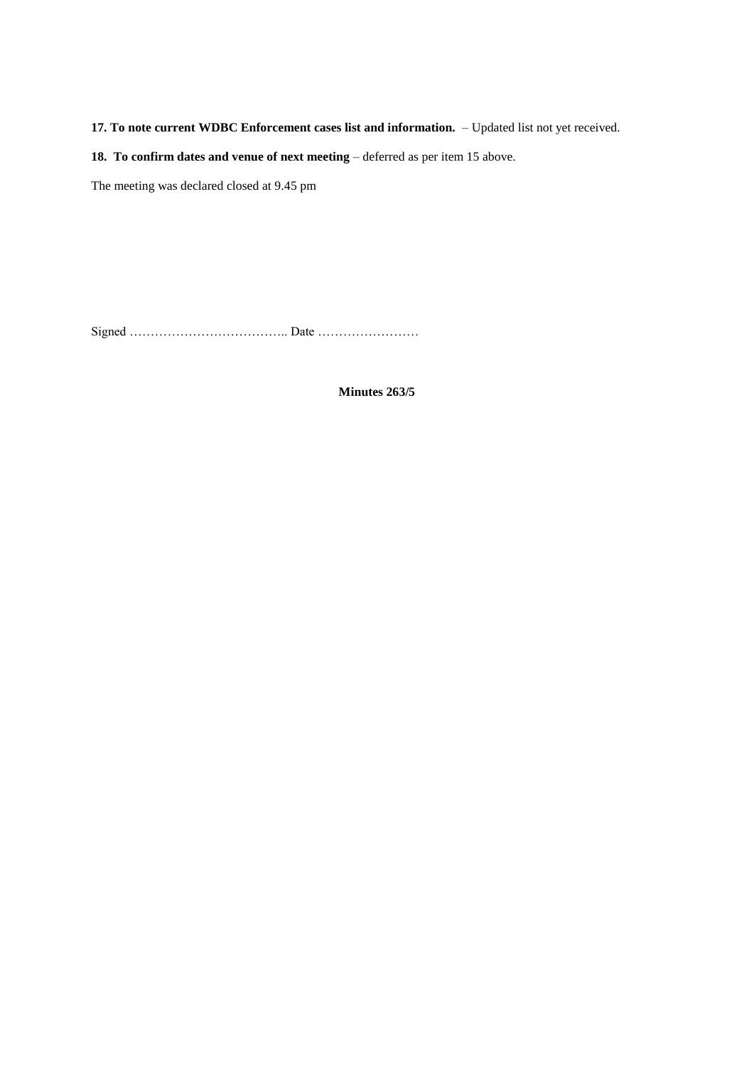**17. To note current WDBC Enforcement cases list and information.** – Updated list not yet received.

**18. To confirm dates and venue of next meeting** – deferred as per item 15 above.

The meeting was declared closed at 9.45 pm

Signed ……………………………….. Date ……………………

**Minutes 263/5**